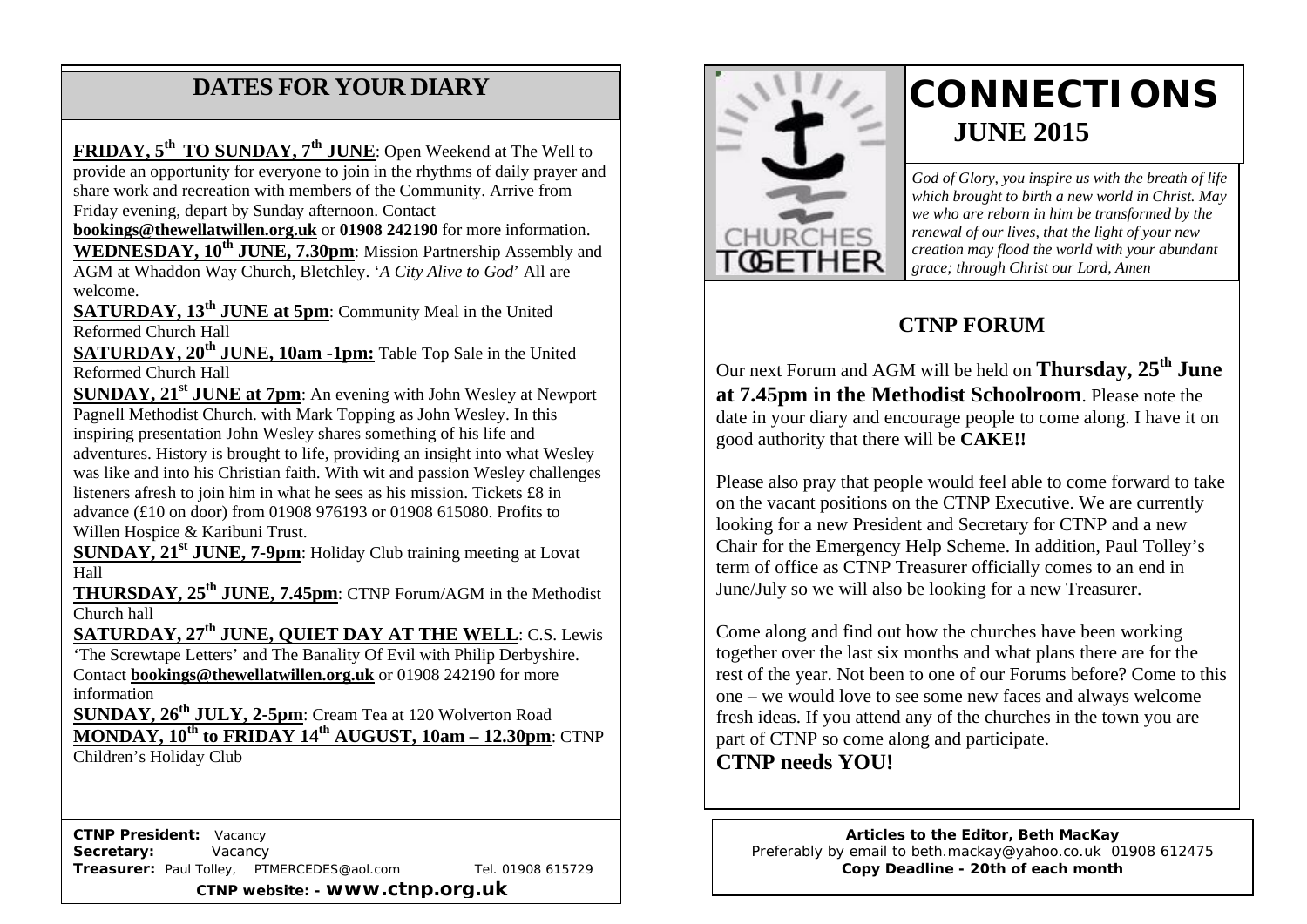## DATES FOR YOUR DIARY

**FRIDAY, 5th TO SUNDAY, 7th JUNE**: Open Weekend at The Well to provide an opportunity for everyone to join in the rhythms of daily prayer and share work and recreation with members of the Community. Arrive from Friday evening, depart by Sunday afternoon. Contact **bookings@thewellatwillen.org.uk** or **01908 242190** for more information.

**WEDNESDAY, 10th JUNE, 7.30pm**: Mission Partnership Assembly and AGM at Whaddon Way Church, Bletchley. '*A City Alive to God*' All are welcome.

**SATURDAY, 13th JUNE at 5pm**: Community Meal in the United Reformed Church Hall

**SATURDAY, 20th JUNE, 10am -1pm:** Table Top Sale in the United Reformed Church Hall

**SUNDAY, 21st JUNE at 7pm**: An evening with John Wesley at Newport Pagnell Methodist Church. with Mark Topping as John Wesley. In this inspiring presentation John Wesley shares something of his life and adventures. History is brought to life, providing an insight into what Wesley was like and into his Christian faith. With wit and passion Wesley challenges listeners afresh to join him in what he sees as his mission. Tickets £8 in advance (£10 on door) from 01908 976193 or 01908 615080. Profits to Willen Hospice & Karibuni Trust.

**SUNDAY, 21st JUNE, 7-9pm**: Holiday Club training meeting at Lovat Hall

**THURSDAY, 25th JUNE, 7.45pm**: CTNP Forum/AGM in the Methodist Church hall

**SATURDAY, 27th JUNE, QUIET DAY AT THE WELL**: C.S. Lewis 'The Screwtape Letters' and The Banality Of Evil with Philip Derbyshire. Contact **bookings@thewellatwillen.org.uk** or 01908 242190 for more information

**SUNDAY, 26th JULY, 2-5pm**: Cream Tea at 120 Wolverton Road

**MONDAY, 10th to FRIDAY 14th AUGUST, 10am – 12.30pm**: CTNP Children's Holiday Club

**CTNP President:** Vacancy
**Secretary:** Vacancy
**Treasurer:** Paul Tolley, PTMERCEDES@aol.com Tel. 01908 615729
**CTNP website: - www.ctnp.org.uk**

# CONNECTIONS
## JUNE 2015

*God of Glory, you inspire us with the breath of life which brought to birth a new world in Christ. May we who are reborn in him be transformed by the renewal of our lives, that the light of your new creation may flood the world with your abundant grace; through Christ our Lord, Amen*

## CTNP FORUM

Our next Forum and AGM will be held on **Thursday, 25th June at 7.45pm in the Methodist Schoolroom**. Please note the date in your diary and encourage people to come along. I have it on good authority that there will be **CAKE!!**

Please also pray that people would feel able to come forward to take on the vacant positions on the CTNP Executive. We are currently looking for a new President and Secretary for CTNP and a new Chair for the Emergency Help Scheme. In addition, Paul Tolley's term of office as CTNP Treasurer officially comes to an end in June/July so we will also be looking for a new Treasurer.

Come along and find out how the churches have been working together over the last six months and what plans there are for the rest of the year. Not been to one of our Forums before? Come to this one – we would love to see some new faces and always welcome fresh ideas. If you attend any of the churches in the town you are part of CTNP so come along and participate.

**CTNP needs YOU!**

**Articles to the Editor, Beth MacKay**
Preferably by email to beth.mackay@yahoo.co.uk 01908 612475
**Copy Deadline - 20th of each month**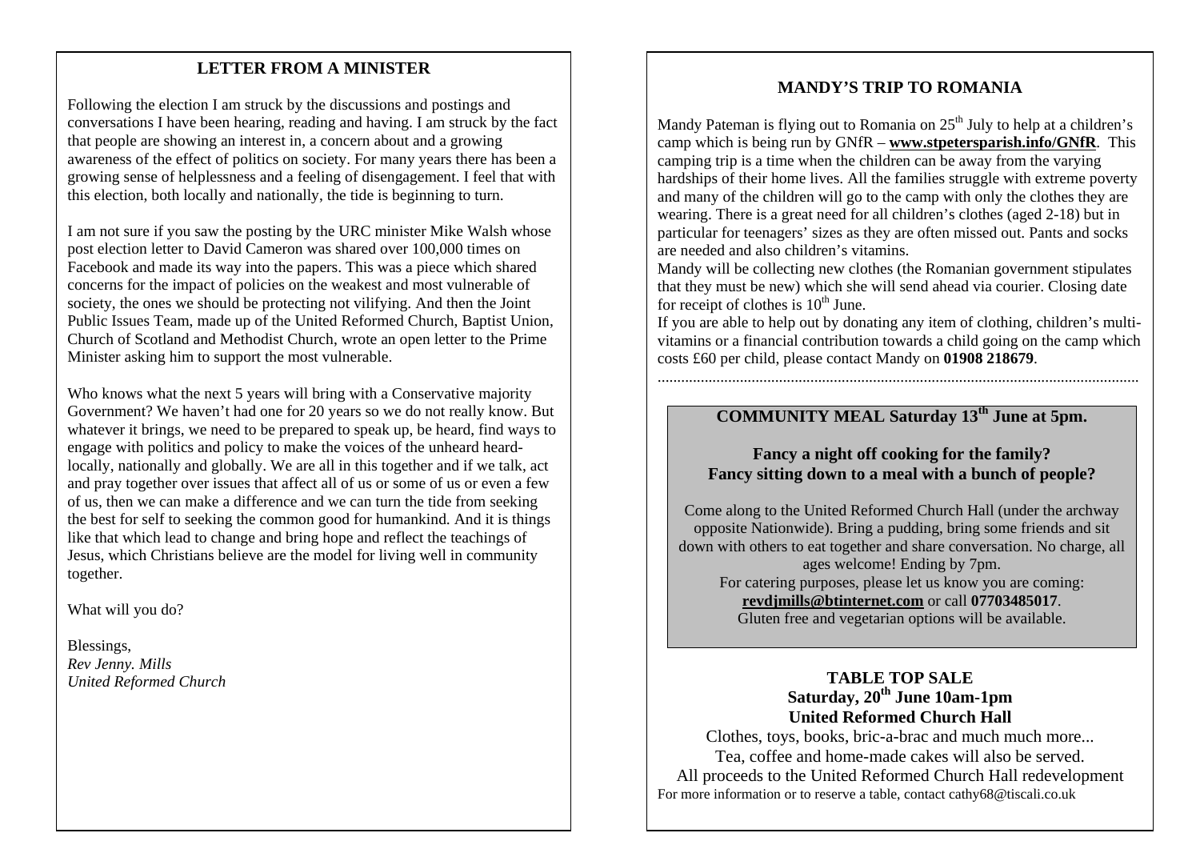## LETTER FROM A MINISTER

Following the election I am struck by the discussions and postings and conversations I have been hearing, reading and having. I am struck by the fact that people are showing an interest in, a concern about and a growing awareness of the effect of politics on society. For many years there has been a growing sense of helplessness and a feeling of disengagement. I feel that with this election, both locally and nationally, the tide is beginning to turn.

I am not sure if you saw the posting by the URC minister Mike Walsh whose post election letter to David Cameron was shared over 100,000 times on Facebook and made its way into the papers. This was a piece which shared concerns for the impact of policies on the weakest and most vulnerable of society, the ones we should be protecting not vilifying. And then the Joint Public Issues Team, made up of the United Reformed Church, Baptist Union, Church of Scotland and Methodist Church, wrote an open letter to the Prime Minister asking him to support the most vulnerable.

Who knows what the next 5 years will bring with a Conservative majority Government? We haven't had one for 20 years so we do not really know. But whatever it brings, we need to be prepared to speak up, be heard, find ways to engage with politics and policy to make the voices of the unheard heard- locally, nationally and globally. We are all in this together and if we talk, act and pray together over issues that affect all of us or some of us or even a few of us, then we can make a difference and we can turn the tide from seeking the best for self to seeking the common good for humankind. And it is things like that which lead to change and bring hope and reflect the teachings of Jesus, which Christians believe are the model for living well in community together.

What will you do?

Blessings,
*Rev Jenny. Mills*
*United Reformed Church*

## MANDY'S TRIP TO ROMANIA

Mandy Pateman is flying out to Romania on 25th July to help at a children's camp which is being run by GNfR – **www.stpetersparish.info/GNfR**. This camping trip is a time when the children can be away from the varying hardships of their home lives. All the families struggle with extreme poverty and many of the children will go to the camp with only the clothes they are wearing. There is a great need for all children's clothes (aged 2-18) but in particular for teenagers' sizes as they are often missed out. Pants and socks are needed and also children's vitamins.

Mandy will be collecting new clothes (the Romanian government stipulates that they must be new) which she will send ahead via courier. Closing date for receipt of clothes is 10th June.

If you are able to help out by donating any item of clothing, children's multi-vitamins or a financial contribution towards a child going on the camp which costs £60 per child, please contact Mandy on **01908 218679**.

## COMMUNITY MEAL Saturday 13th June at 5pm.

**Fancy a night off cooking for the family?**
**Fancy sitting down to a meal with a bunch of people?**

Come along to the United Reformed Church Hall (under the archway opposite Nationwide). Bring a pudding, bring some friends and sit down with others to eat together and share conversation. No charge, all ages welcome! Ending by 7pm.
For catering purposes, please let us know you are coming: **revdjmills@btinternet.com** or call **07703485017**.
Gluten free and vegetarian options will be available.

## TABLE TOP SALE
**Saturday, 20th June 10am-1pm**
**United Reformed Church Hall**

Clothes, toys, books, bric-a-brac and much much more...
Tea, coffee and home-made cakes will also be served.
All proceeds to the United Reformed Church Hall redevelopment
For more information or to reserve a table, contact cathy68@tiscali.co.uk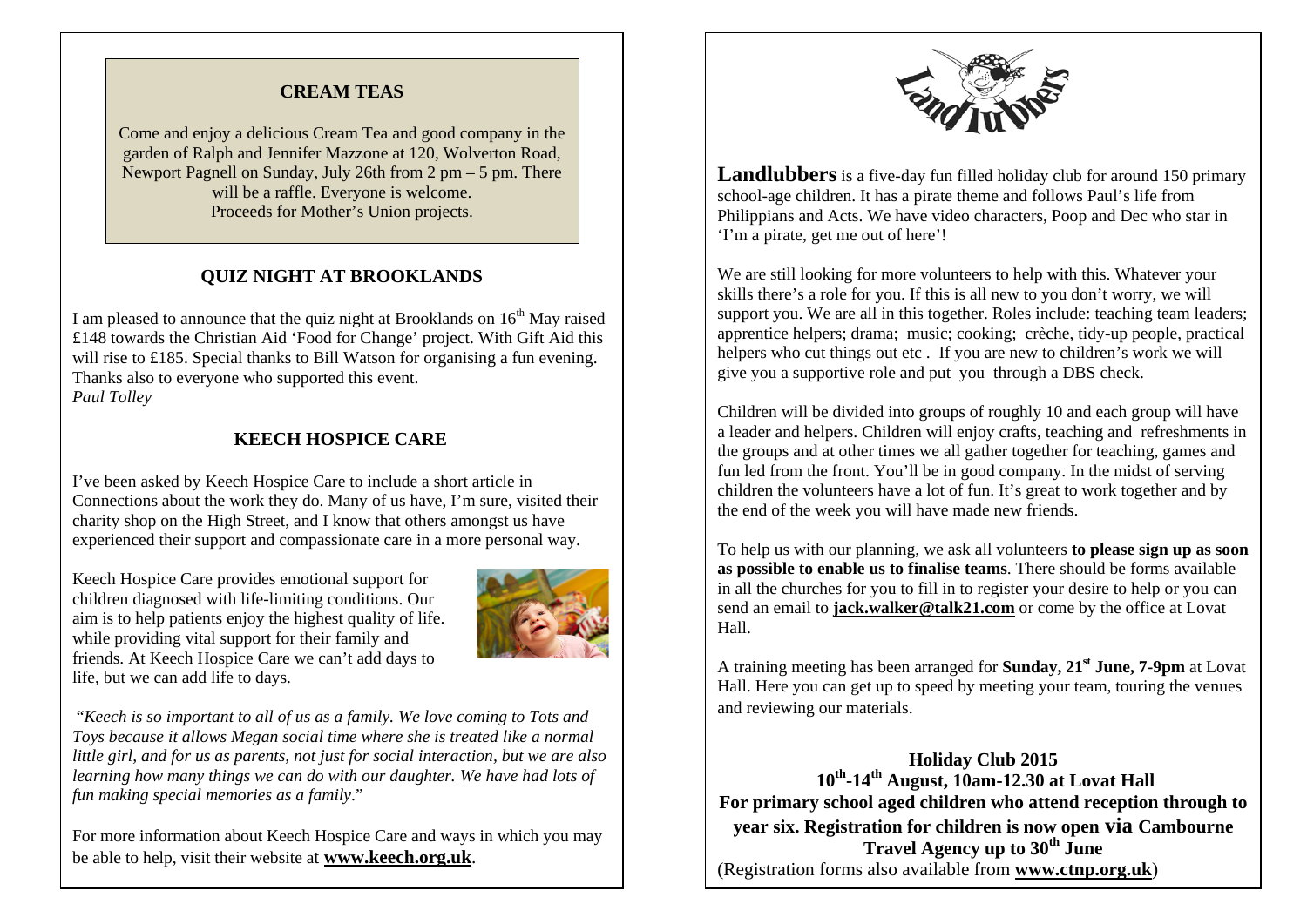## CREAM TEAS

Come and enjoy a delicious Cream Tea and good company in the garden of Ralph and Jennifer Mazzone at 120, Wolverton Road, Newport Pagnell on Sunday, July 26th from 2 pm – 5 pm. There will be a raffle. Everyone is welcome.
Proceeds for Mother's Union projects.

## QUIZ NIGHT AT BROOKLANDS

I am pleased to announce that the quiz night at Brooklands on 16th May raised £148 towards the Christian Aid 'Food for Change' project. With Gift Aid this will rise to £185. Special thanks to Bill Watson for organising a fun evening. Thanks also to everyone who supported this event.
*Paul Tolley*

## KEECH HOSPICE CARE

I've been asked by Keech Hospice Care to include a short article in Connections about the work they do. Many of us have, I'm sure, visited their charity shop on the High Street, and I know that others amongst us have experienced their support and compassionate care in a more personal way.

Keech Hospice Care provides emotional support for children diagnosed with life-limiting conditions. Our aim is to help patients enjoy the highest quality of life. while providing vital support for their family and friends. At Keech Hospice Care we can't add days to life, but we can add life to days.

"*Keech is so important to all of us as a family. We love coming to Tots and Toys because it allows Megan social time where she is treated like a normal little girl, and for us as parents, not just for social interaction, but we are also learning how many things we can do with our daughter. We have had lots of fun making special memories as a family*."

For more information about Keech Hospice Care and ways in which you may be able to help, visit their website at **www.keech.org.uk**.

**Landlubbers** is a five-day fun filled holiday club for around 150 primary school-age children. It has a pirate theme and follows Paul's life from Philippians and Acts. We have video characters, Poop and Dec who star in 'I'm a pirate, get me out of here'!

We are still looking for more volunteers to help with this. Whatever your skills there's a role for you. If this is all new to you don't worry, we will support you. We are all in this together. Roles include: teaching team leaders; apprentice helpers; drama; music; cooking; crèche, tidy-up people, practical helpers who cut things out etc . If you are new to children's work we will give you a supportive role and put you through a DBS check.

Children will be divided into groups of roughly 10 and each group will have a leader and helpers. Children will enjoy crafts, teaching and refreshments in the groups and at other times we all gather together for teaching, games and fun led from the front. You'll be in good company. In the midst of serving children the volunteers have a lot of fun. It's great to work together and by the end of the week you will have made new friends.

To help us with our planning, we ask all volunteers **to please sign up as soon as possible to enable us to finalise teams**. There should be forms available in all the churches for you to fill in to register your desire to help or you can send an email to **jack.walker@talk21.com** or come by the office at Lovat Hall.

A training meeting has been arranged for **Sunday, 21st June, 7-9pm** at Lovat Hall. Here you can get up to speed by meeting your team, touring the venues and reviewing our materials.

**Holiday Club 2015**
**10th-14th August, 10am-12.30 at Lovat Hall**
**For primary school aged children who attend reception through to year six. Registration for children is now open via Cambourne Travel Agency up to 30th June**
(Registration forms also available from **www.ctnp.org.uk**)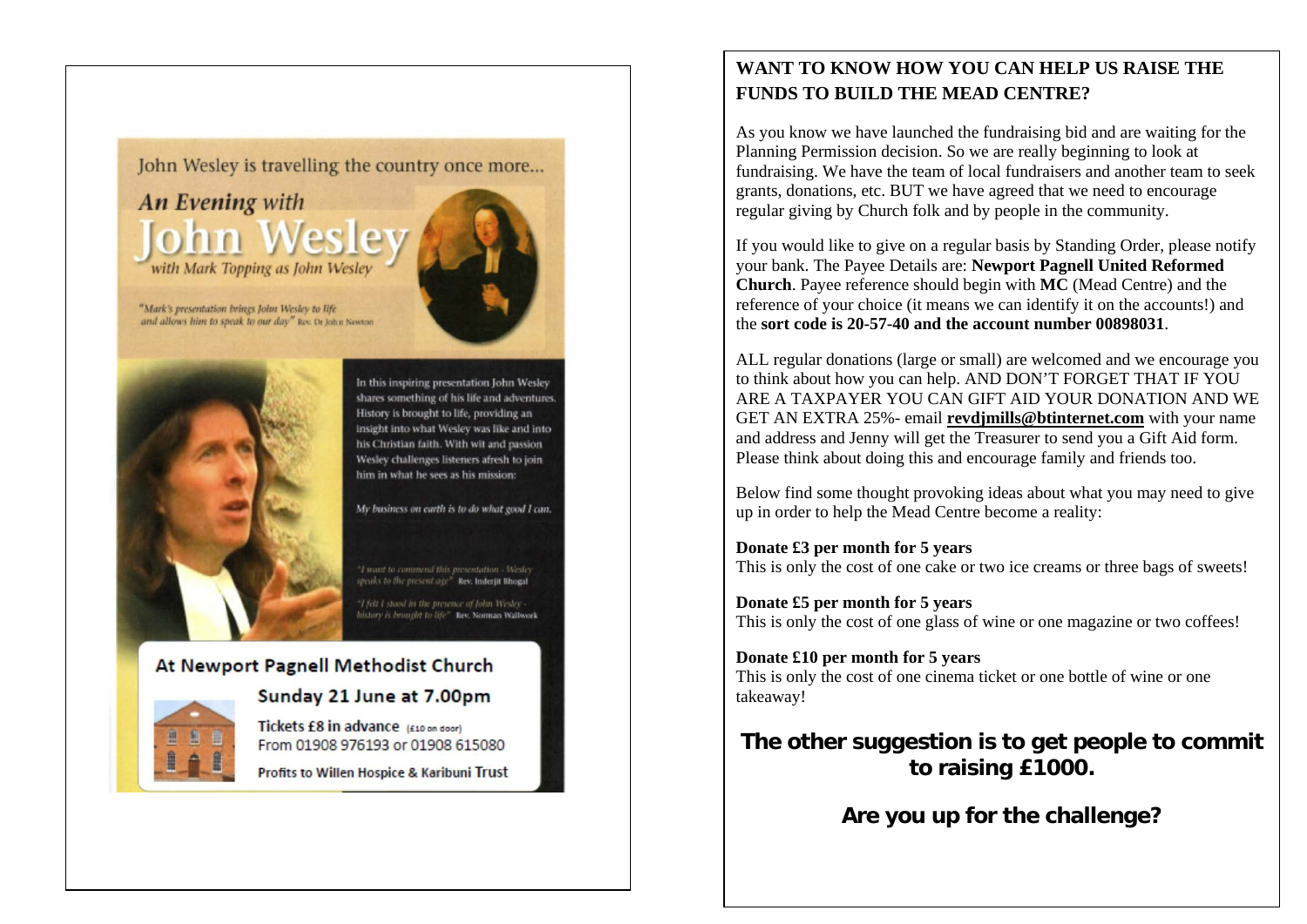John Wesley is travelling the country once more...

*An Evening with*

# John Wesley

*with Mark Topping as John Wesley*

*"Mark's presentation brings John Wesley to life and allows him to speak to our day"* Rev. Dr John Newton

In this inspiring presentation John Wesley shares something of his life and adventures. History is brought to life, providing an insight into what Wesley was like and into his Christian faith. With wit and passion Wesley challenges listeners afresh to join him in what he sees as his mission:

*My business on earth is to do what good I can.*

*"I want to commend this presentation - Wesley speaks to the present age"* Rev. Inderjit Bhogal

*"I felt I stood in the presence of John Wesley - history is brought to life"* Rev. Norman Wallwork

**At Newport Pagnell Methodist Church**

**Sunday 21 June at 7.00pm**

**Tickets £8 in advance** (£10 on door)
From 01908 976193 or 01908 615080

**Profits to Willen Hospice & Karibuni Trust**

## WANT TO KNOW HOW YOU CAN HELP US RAISE THE FUNDS TO BUILD THE MEAD CENTRE?

As you know we have launched the fundraising bid and are waiting for the Planning Permission decision. So we are really beginning to look at fundraising. We have the team of local fundraisers and another team to seek grants, donations, etc. BUT we have agreed that we need to encourage regular giving by Church folk and by people in the community.

If you would like to give on a regular basis by Standing Order, please notify your bank. The Payee Details are: **Newport Pagnell United Reformed Church**. Payee reference should begin with **MC** (Mead Centre) and the reference of your choice (it means we can identify it on the accounts!) and the **sort code is 20-57-40 and the account number 00898031**.

ALL regular donations (large or small) are welcomed and we encourage you to think about how you can help. AND DON'T FORGET THAT IF YOU ARE A TAXPAYER YOU CAN GIFT AID YOUR DONATION AND WE GET AN EXTRA 25%- email **revdjmills@btinternet.com** with your name and address and Jenny will get the Treasurer to send you a Gift Aid form. Please think about doing this and encourage family and friends too.

Below find some thought provoking ideas about what you may need to give up in order to help the Mead Centre become a reality:

**Donate £3 per month for 5 years**
This is only the cost of one cake or two ice creams or three bags of sweets!

**Donate £5 per month for 5 years**
This is only the cost of one glass of wine or one magazine or two coffees!

**Donate £10 per month for 5 years**
This is only the cost of one cinema ticket or one bottle of wine or one takeaway!

**The other suggestion is to get people to commit to raising £1000.**

**Are you up for the challenge?**